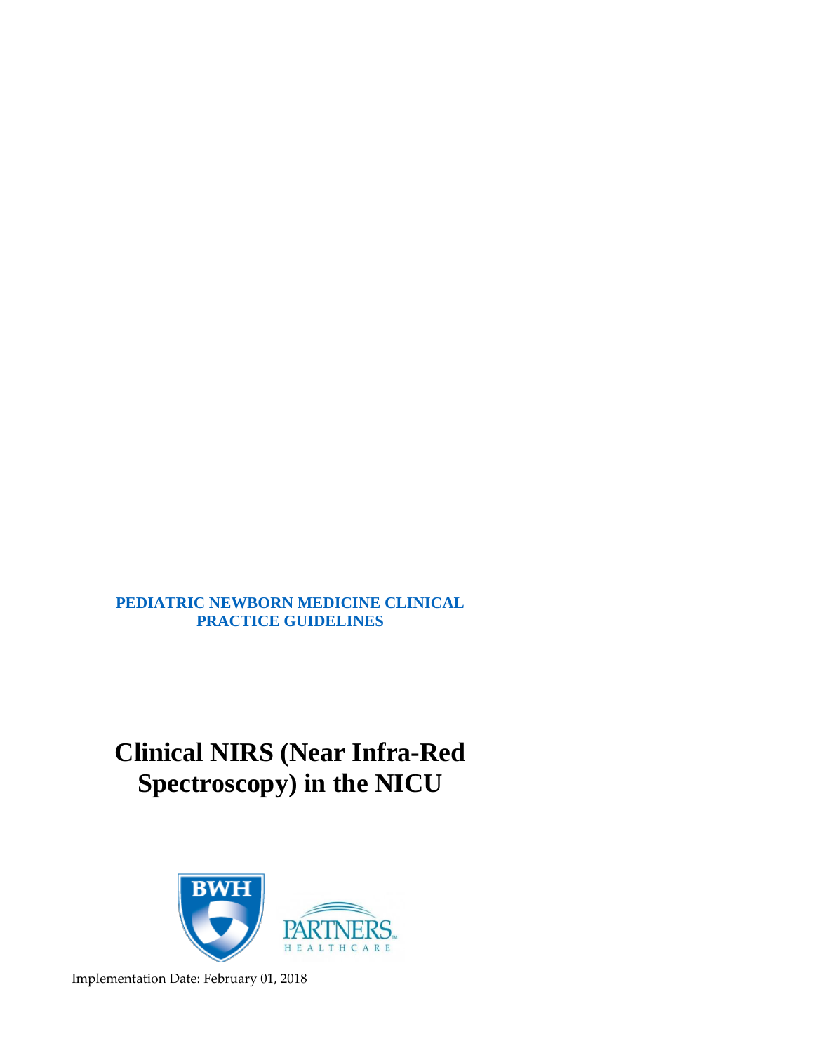**PEDIATRIC NEWBORN MEDICINE CLINICAL PRACTICE GUIDELINES**

# Clinical NIRS (Near Infra-Red Spectroscopy) in the NICU

BWH

PARTNERS HEALTHCARE

Implementation Date: February 01, 2018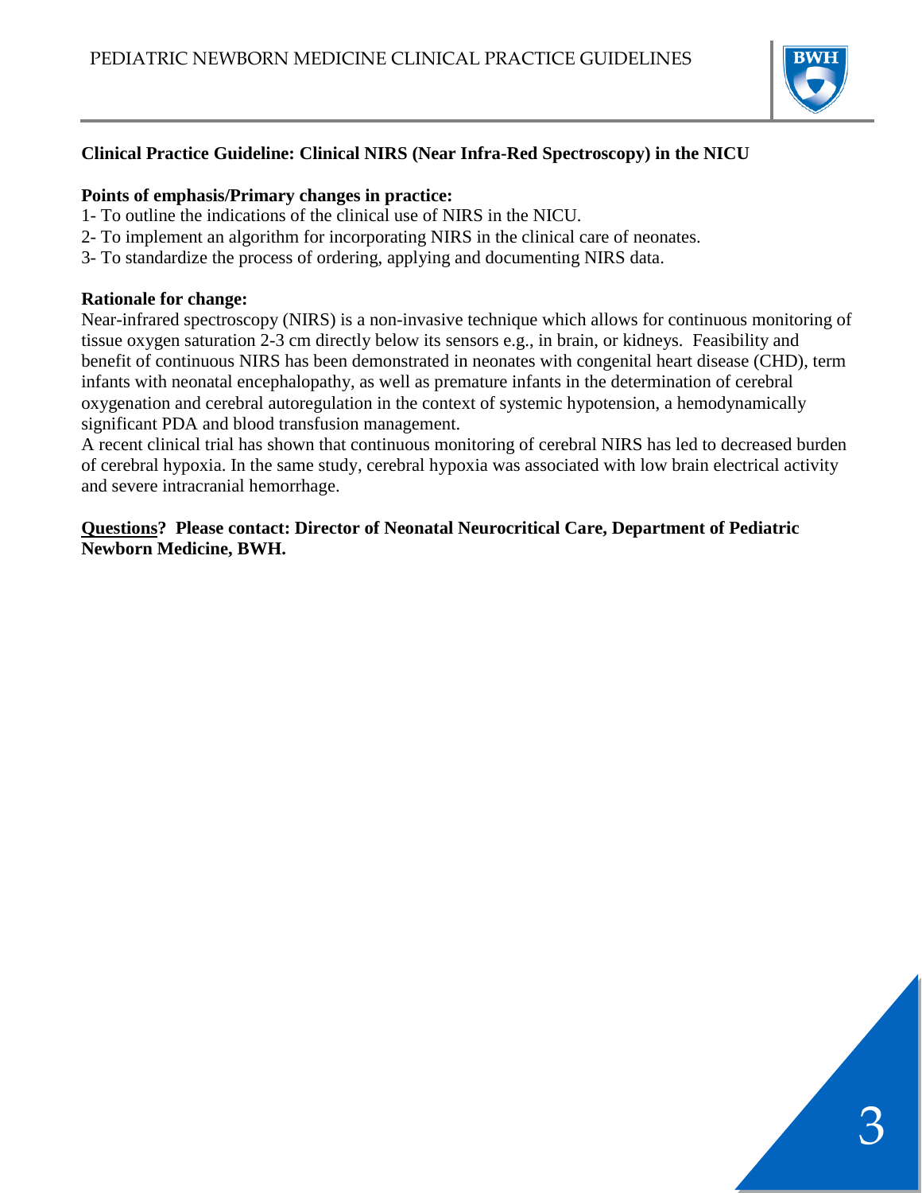**Clinical Practice Guideline: Clinical NIRS (Near Infra-Red Spectroscopy) in the NICU**

**Points of emphasis/Primary changes in practice:**

1- To outline the indications of the clinical use of NIRS in the NICU.
2- To implement an algorithm for incorporating NIRS in the clinical care of neonates.
3- To standardize the process of ordering, applying and documenting NIRS data.

**Rationale for change:**

Near-infrared spectroscopy (NIRS) is a non-invasive technique which allows for continuous monitoring of tissue oxygen saturation 2-3 cm directly below its sensors e.g., in brain, or kidneys. Feasibility and benefit of continuous NIRS has been demonstrated in neonates with congenital heart disease (CHD), term infants with neonatal encephalopathy, as well as premature infants in the determination of cerebral oxygenation and cerebral autoregulation in the context of systemic hypotension, a hemodynamically significant PDA and blood transfusion management.

A recent clinical trial has shown that continuous monitoring of cerebral NIRS has led to decreased burden of cerebral hypoxia. In the same study, cerebral hypoxia was associated with low brain electrical activity and severe intracranial hemorrhage.

**Questions? Please contact: Director of Neonatal Neurocritical Care, Department of Pediatric Newborn Medicine, BWH.**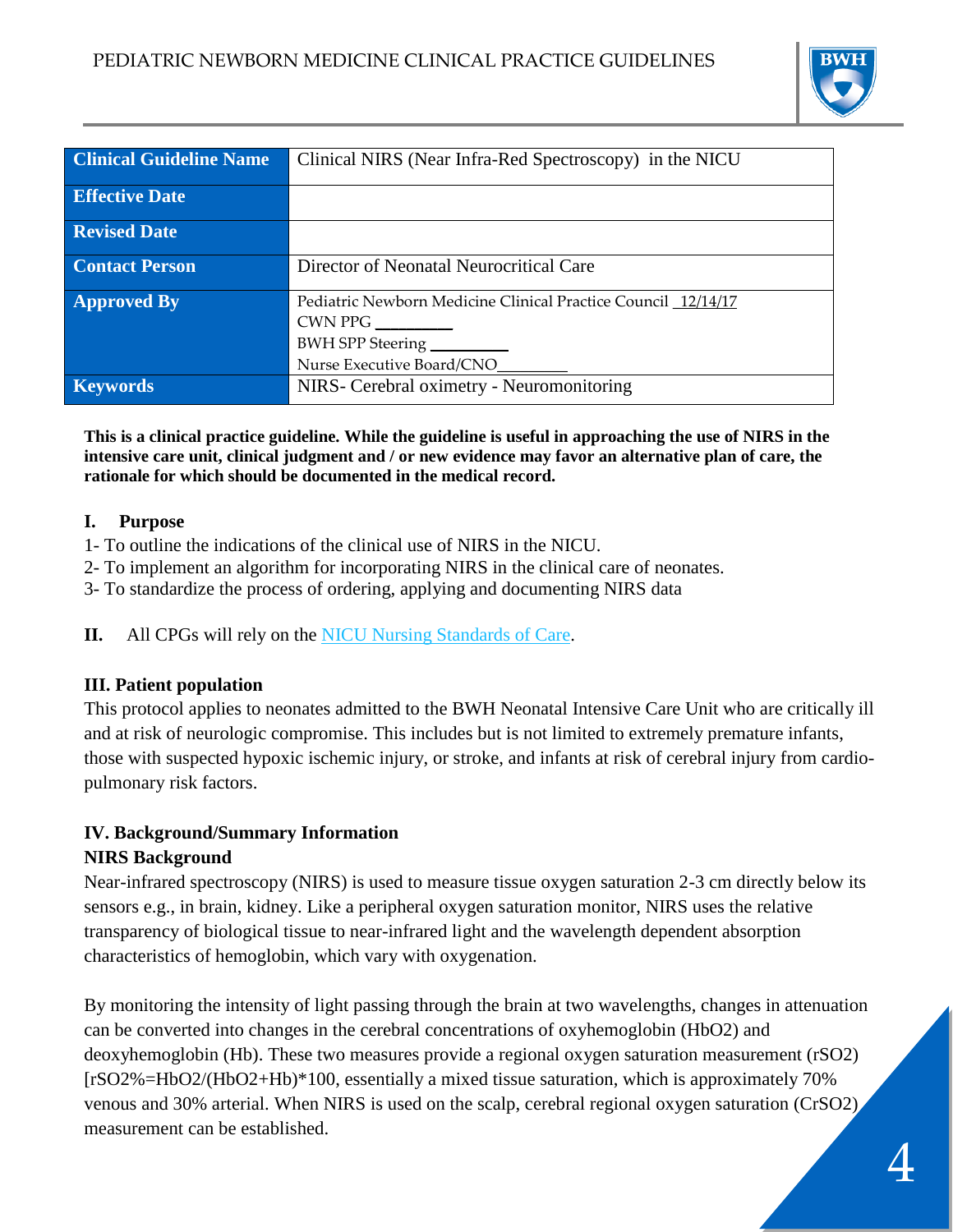| Clinical Guideline Name | Clinical NIRS (Near Infra-Red Spectroscopy) in the NICU |
|---|---|
| Effective Date | |
| Revised Date | |
| Contact Person | Director of Neonatal Neurocritical Care |
| Approved By | Pediatric Newborn Medicine Clinical Practice Council 12/14/17<br>CWN PPG \_\_\_\_\_\_\_\_<br>BWH SPP Steering \_\_\_\_\_\_\_\_<br>Nurse Executive Board/CNO\_\_\_\_\_\_\_\_ |
| Keywords | NIRS- Cerebral oximetry - Neuromonitoring |

**This is a clinical practice guideline. While the guideline is useful in approaching the use of NIRS in the intensive care unit, clinical judgment and / or new evidence may favor an alternative plan of care, the rationale for which should be documented in the medical record.**

## I. Purpose

1- To outline the indications of the clinical use of NIRS in the NICU.
2- To implement an algorithm for incorporating NIRS in the clinical care of neonates.
3- To standardize the process of ordering, applying and documenting NIRS data

**II.** All CPGs will rely on the NICU Nursing Standards of Care.

## III. Patient population

This protocol applies to neonates admitted to the BWH Neonatal Intensive Care Unit who are critically ill and at risk of neurologic compromise. This includes but is not limited to extremely premature infants, those with suspected hypoxic ischemic injury, or stroke, and infants at risk of cerebral injury from cardio-pulmonary risk factors.

## IV. Background/Summary Information

### NIRS Background

Near-infrared spectroscopy (NIRS) is used to measure tissue oxygen saturation 2-3 cm directly below its sensors e.g., in brain, kidney. Like a peripheral oxygen saturation monitor, NIRS uses the relative transparency of biological tissue to near-infrared light and the wavelength dependent absorption characteristics of hemoglobin, which vary with oxygenation.

By monitoring the intensity of light passing through the brain at two wavelengths, changes in attenuation can be converted into changes in the cerebral concentrations of oxyhemoglobin ($HbO_2$) and deoxyhemoglobin (Hb). These two measures provide a regional oxygen saturation measurement ($rSO_2$) [$rSO_2\% = HbO_2/(HbO_2+Hb)*100$, essentially a mixed tissue saturation, which is approximately 70% venous and 30% arterial. When NIRS is used on the scalp, cerebral regional oxygen saturation ($CrSO_2$) measurement can be established.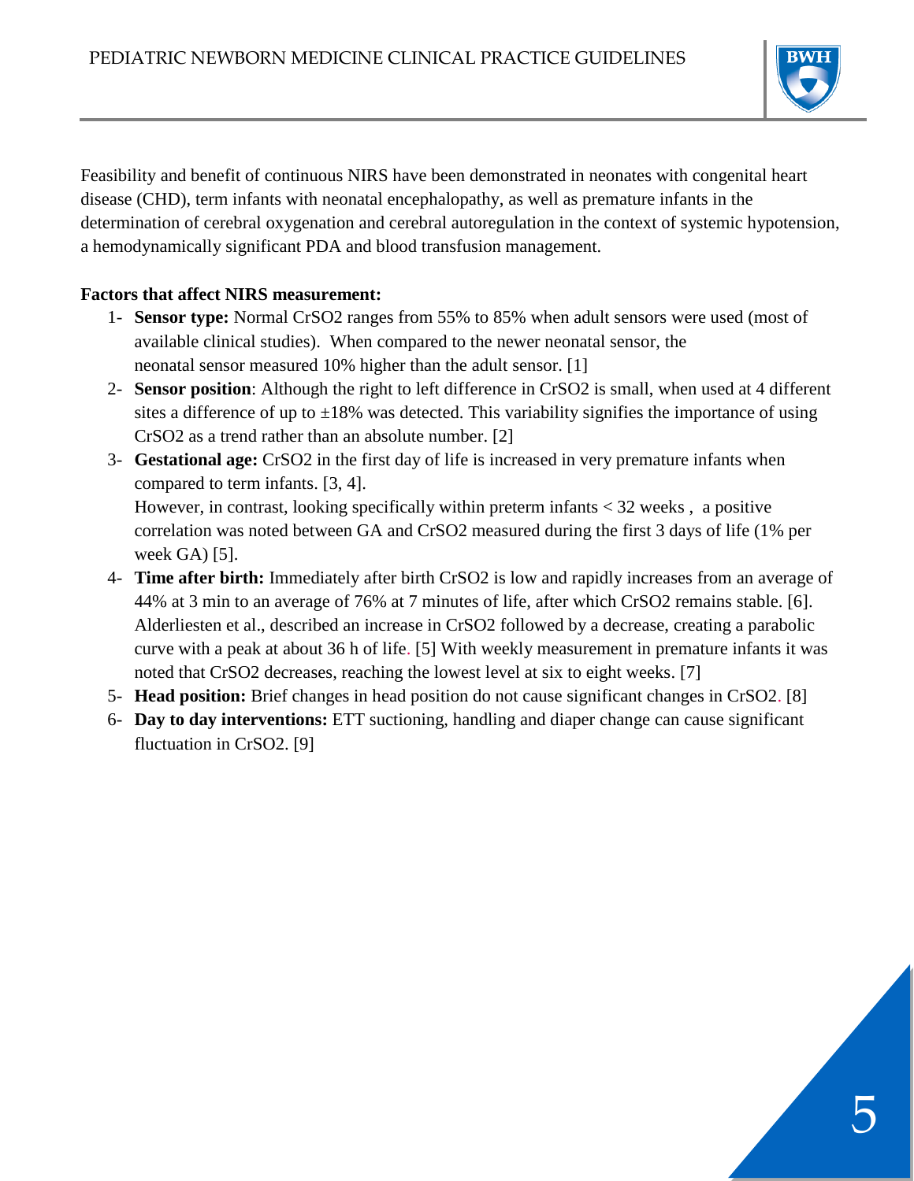Feasibility and benefit of continuous NIRS have been demonstrated in neonates with congenital heart disease (CHD), term infants with neonatal encephalopathy, as well as premature infants in the determination of cerebral oxygenation and cerebral autoregulation in the context of systemic hypotension, a hemodynamically significant PDA and blood transfusion management.

**Factors that affect NIRS measurement:**

1- **Sensor type:** Normal CrSO2 ranges from 55% to 85% when adult sensors were used (most of available clinical studies). When compared to the newer neonatal sensor, the neonatal sensor measured 10% higher than the adult sensor. [1]

2- **Sensor position**: Although the right to left difference in CrSO2 is small, when used at 4 different sites a difference of up to ±18% was detected. This variability signifies the importance of using CrSO2 as a trend rather than an absolute number. [2]

3- **Gestational age:** CrSO2 in the first day of life is increased in very premature infants when compared to term infants. [3, 4].
However, in contrast, looking specifically within preterm infants < 32 weeks , a positive correlation was noted between GA and CrSO2 measured during the first 3 days of life (1% per week GA) [5].

4- **Time after birth:** Immediately after birth CrSO2 is low and rapidly increases from an average of 44% at 3 min to an average of 76% at 7 minutes of life, after which CrSO2 remains stable. [6]. Alderliesten et al., described an increase in CrSO2 followed by a decrease, creating a parabolic curve with a peak at about 36 h of life. [5] With weekly measurement in premature infants it was noted that CrSO2 decreases, reaching the lowest level at six to eight weeks. [7]

5- **Head position:** Brief changes in head position do not cause significant changes in CrSO2. [8]

6- **Day to day interventions:** ETT suctioning, handling and diaper change can cause significant fluctuation in CrSO2. [9]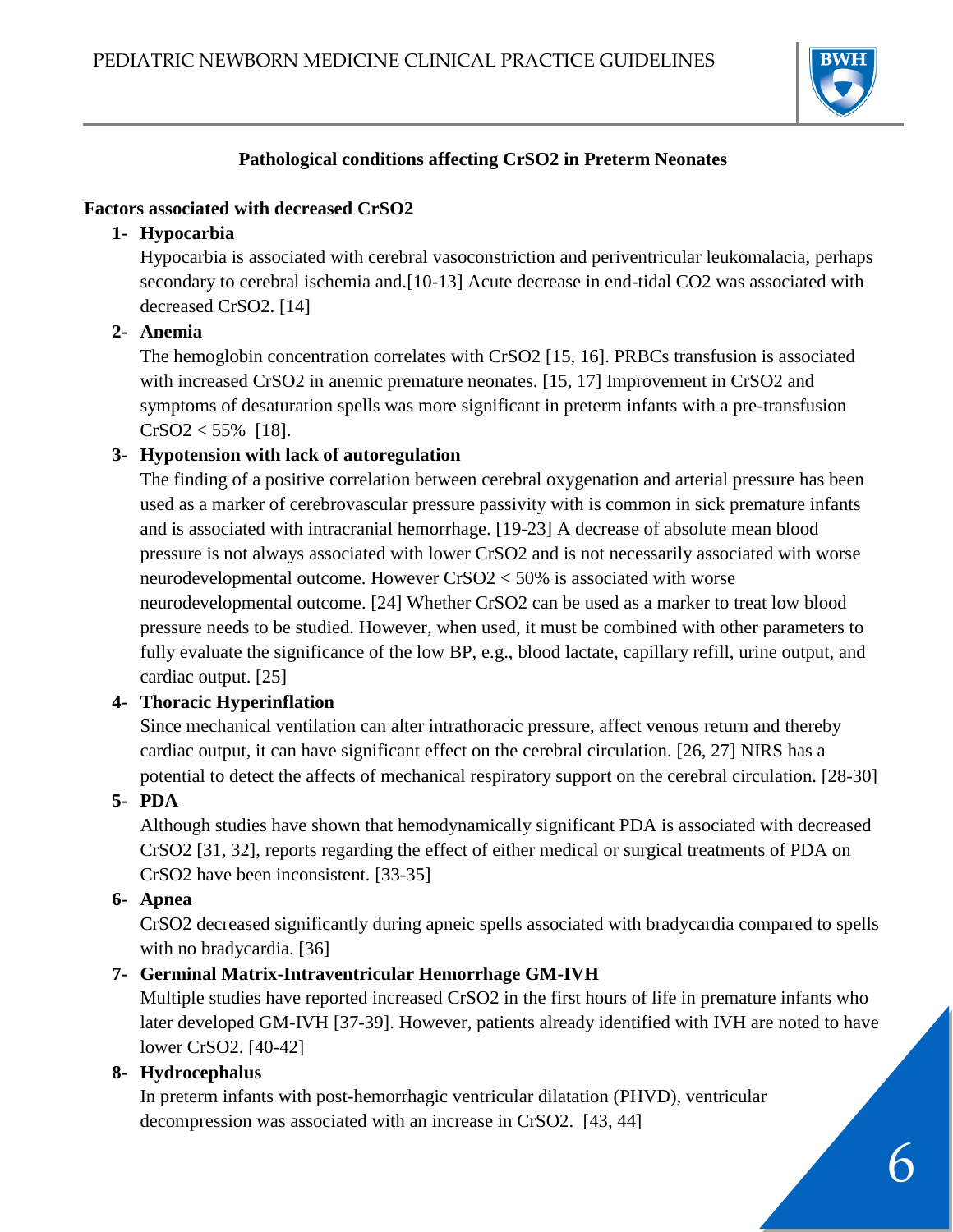## Pathological conditions affecting CrSO2 in Preterm Neonates

**Factors associated with decreased CrSO2**

1- **Hypocarbia**

Hypocarbia is associated with cerebral vasoconstriction and periventricular leukomalacia, perhaps secondary to cerebral ischemia and.[10-13] Acute decrease in end-tidal CO2 was associated with decreased CrSO2. [14]

2- **Anemia**

The hemoglobin concentration correlates with CrSO2 [15, 16]. PRBCs transfusion is associated with increased CrSO2 in anemic premature neonates. [15, 17] Improvement in CrSO2 and symptoms of desaturation spells was more significant in preterm infants with a pre-transfusion CrSO2 < 55% [18].

3- **Hypotension with lack of autoregulation**

The finding of a positive correlation between cerebral oxygenation and arterial pressure has been used as a marker of cerebrovascular pressure passivity with is common in sick premature infants and is associated with intracranial hemorrhage. [19-23] A decrease of absolute mean blood pressure is not always associated with lower CrSO2 and is not necessarily associated with worse neurodevelopmental outcome. However CrSO2 < 50% is associated with worse neurodevelopmental outcome. [24] Whether CrSO2 can be used as a marker to treat low blood pressure needs to be studied. However, when used, it must be combined with other parameters to fully evaluate the significance of the low BP, e.g., blood lactate, capillary refill, urine output, and cardiac output. [25]

4- **Thoracic Hyperinflation**

Since mechanical ventilation can alter intrathoracic pressure, affect venous return and thereby cardiac output, it can have significant effect on the cerebral circulation. [26, 27] NIRS has a potential to detect the affects of mechanical respiratory support on the cerebral circulation. [28-30]

5- **PDA**

Although studies have shown that hemodynamically significant PDA is associated with decreased CrSO2 [31, 32], reports regarding the effect of either medical or surgical treatments of PDA on CrSO2 have been inconsistent. [33-35]

6- **Apnea**

CrSO2 decreased significantly during apneic spells associated with bradycardia compared to spells with no bradycardia. [36]

7- **Germinal Matrix-Intraventricular Hemorrhage GM-IVH**

Multiple studies have reported increased CrSO2 in the first hours of life in premature infants who later developed GM-IVH [37-39]. However, patients already identified with IVH are noted to have lower CrSO2. [40-42]

8- **Hydrocephalus**

In preterm infants with post-hemorrhagic ventricular dilatation (PHVD), ventricular decompression was associated with an increase in CrSO2. [43, 44]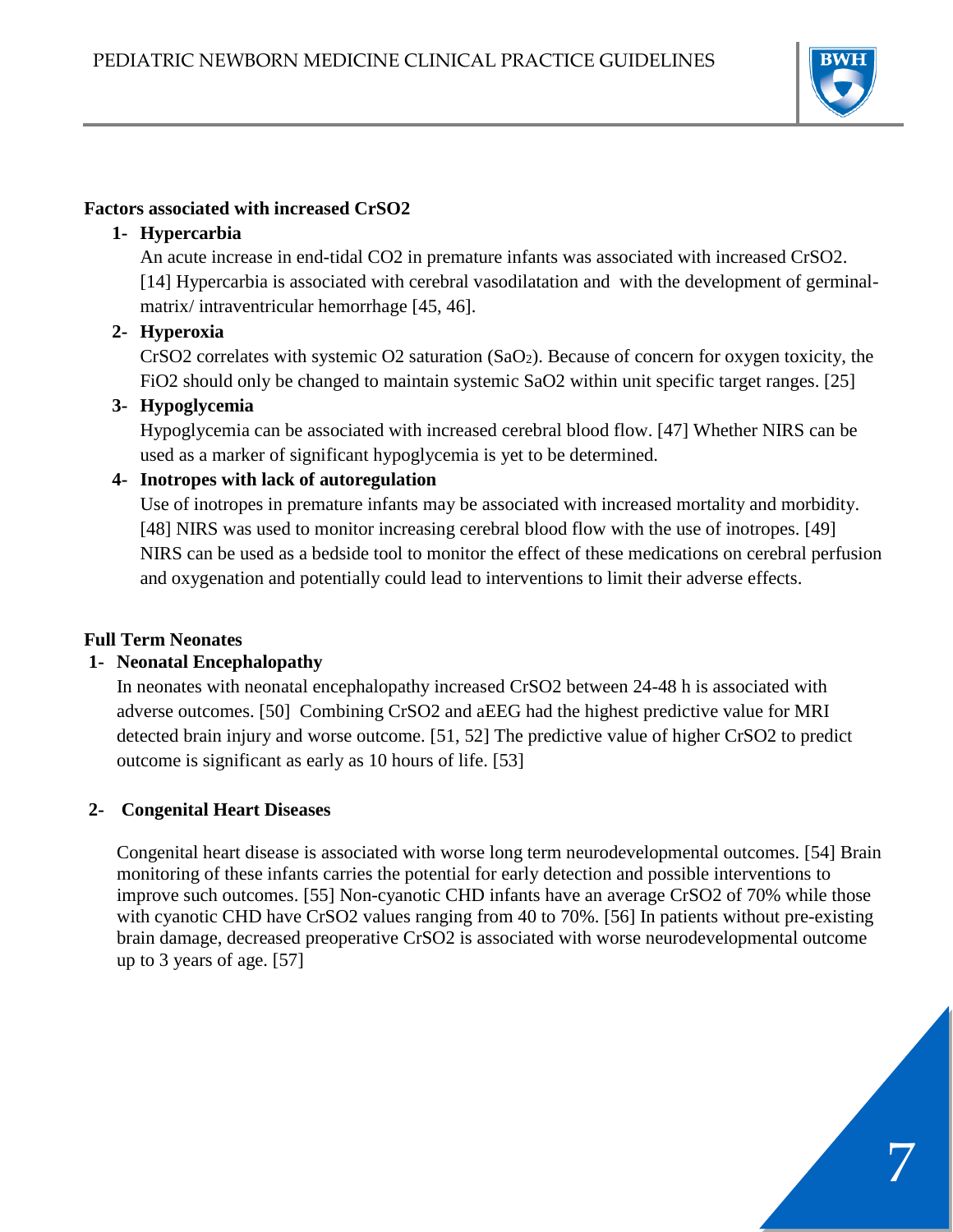**Factors associated with increased CrSO2**

1- **Hypercarbia**

   An acute increase in end-tidal CO2 in premature infants was associated with increased CrSO2. [14] Hypercarbia is associated with cerebral vasodilatation and with the development of germinal-matrix/ intraventricular hemorrhage [45, 46].

2- **Hyperoxia**

   CrSO2 correlates with systemic O2 saturation ($SaO_2$). Because of concern for oxygen toxicity, the FiO2 should only be changed to maintain systemic SaO2 within unit specific target ranges. [25]

3- **Hypoglycemia**

   Hypoglycemia can be associated with increased cerebral blood flow. [47] Whether NIRS can be used as a marker of significant hypoglycemia is yet to be determined.

4- **Inotropes with lack of autoregulation**

   Use of inotropes in premature infants may be associated with increased mortality and morbidity. [48] NIRS was used to monitor increasing cerebral blood flow with the use of inotropes. [49] NIRS can be used as a bedside tool to monitor the effect of these medications on cerebral perfusion and oxygenation and potentially could lead to interventions to limit their adverse effects.

**Full Term Neonates**

1- **Neonatal Encephalopathy**

   In neonates with neonatal encephalopathy increased CrSO2 between 24-48 h is associated with adverse outcomes. [50] Combining CrSO2 and aEEG had the highest predictive value for MRI detected brain injury and worse outcome. [51, 52] The predictive value of higher CrSO2 to predict outcome is significant as early as 10 hours of life. [53]

2- **Congenital Heart Diseases**

   Congenital heart disease is associated with worse long term neurodevelopmental outcomes. [54] Brain monitoring of these infants carries the potential for early detection and possible interventions to improve such outcomes. [55] Non-cyanotic CHD infants have an average CrSO2 of 70% while those with cyanotic CHD have CrSO2 values ranging from 40 to 70%. [56] In patients without pre-existing brain damage, decreased preoperative CrSO2 is associated with worse neurodevelopmental outcome up to 3 years of age. [57]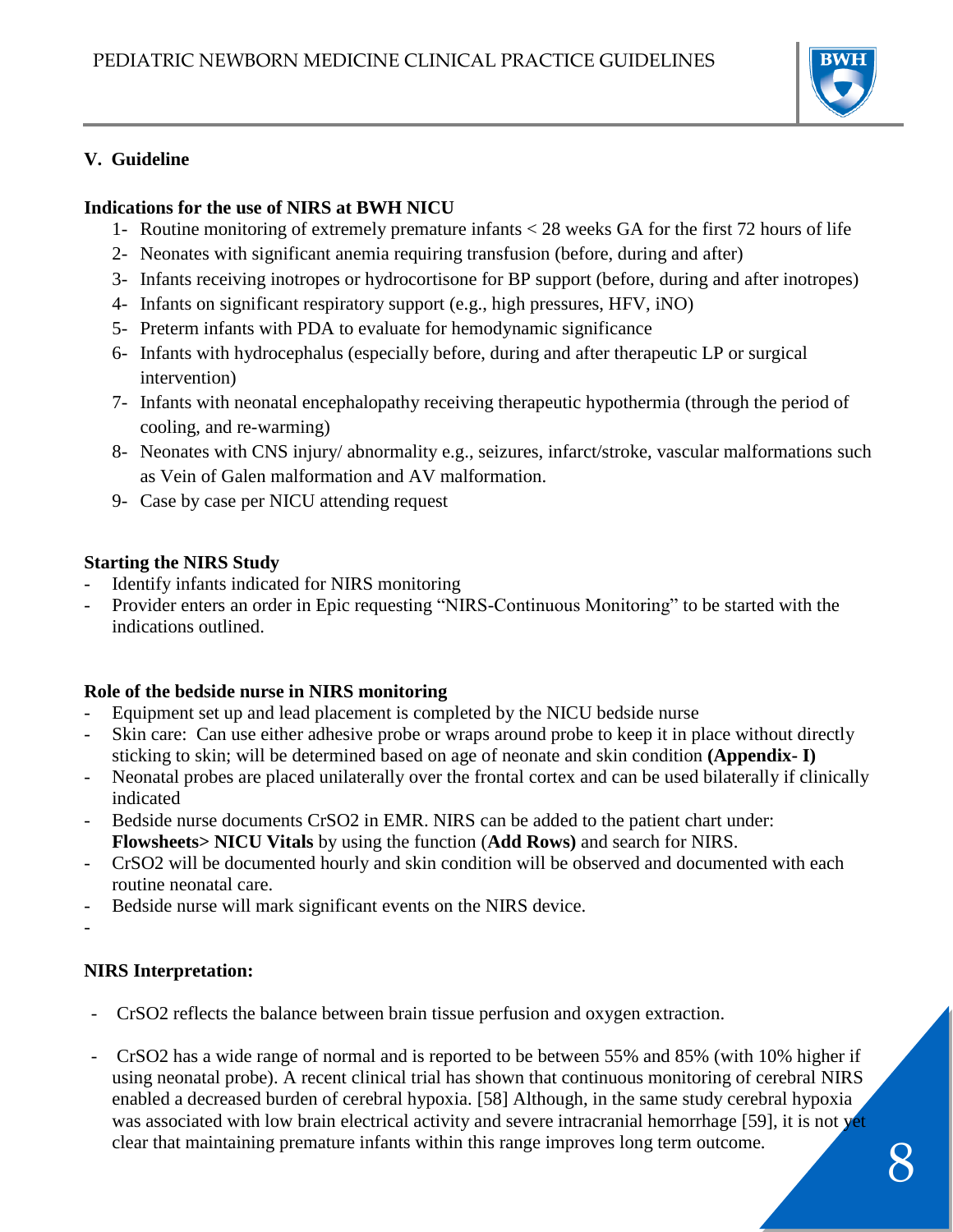## V. Guideline

**Indications for the use of NIRS at BWH NICU**

1- Routine monitoring of extremely premature infants < 28 weeks GA for the first 72 hours of life
2- Neonates with significant anemia requiring transfusion (before, during and after)
3- Infants receiving inotropes or hydrocortisone for BP support (before, during and after inotropes)
4- Infants on significant respiratory support (e.g., high pressures, HFV, iNO)
5- Preterm infants with PDA to evaluate for hemodynamic significance
6- Infants with hydrocephalus (especially before, during and after therapeutic LP or surgical intervention)
7- Infants with neonatal encephalopathy receiving therapeutic hypothermia (through the period of cooling, and re-warming)
8- Neonates with CNS injury/ abnormality e.g., seizures, infarct/stroke, vascular malformations such as Vein of Galen malformation and AV malformation.
9- Case by case per NICU attending request

**Starting the NIRS Study**

- Identify infants indicated for NIRS monitoring
- Provider enters an order in Epic requesting "NIRS-Continuous Monitoring" to be started with the indications outlined.

**Role of the bedside nurse in NIRS monitoring**

- Equipment set up and lead placement is completed by the NICU bedside nurse
- Skin care: Can use either adhesive probe or wraps around probe to keep it in place without directly sticking to skin; will be determined based on age of neonate and skin condition **(Appendix- I)**
- Neonatal probes are placed unilaterally over the frontal cortex and can be used bilaterally if clinically indicated
- Bedside nurse documents CrSO2 in EMR. NIRS can be added to the patient chart under: **Flowsheets> NICU Vitals** by using the function (**Add Rows)** and search for NIRS.
- CrSO2 will be documented hourly and skin condition will be observed and documented with each routine neonatal care.
- Bedside nurse will mark significant events on the NIRS device.
-

**NIRS Interpretation:**

- CrSO2 reflects the balance between brain tissue perfusion and oxygen extraction.
- CrSO2 has a wide range of normal and is reported to be between 55% and 85% (with 10% higher if using neonatal probe). A recent clinical trial has shown that continuous monitoring of cerebral NIRS enabled a decreased burden of cerebral hypoxia. [58] Although, in the same study cerebral hypoxia was associated with low brain electrical activity and severe intracranial hemorrhage [59], it is not yet clear that maintaining premature infants within this range improves long term outcome.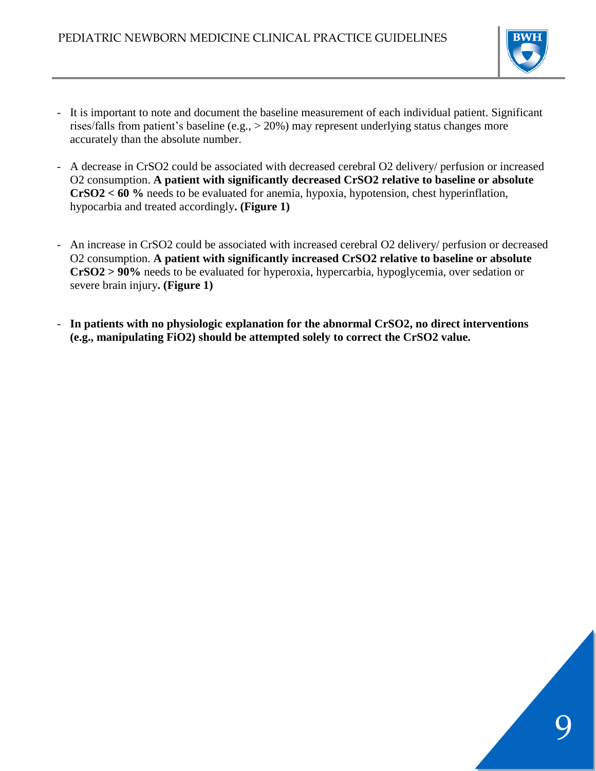- It is important to note and document the baseline measurement of each individual patient. Significant rises/falls from patient's baseline (e.g., > 20%) may represent underlying status changes more accurately than the absolute number.

- A decrease in CrSO2 could be associated with decreased cerebral O2 delivery/ perfusion or increased O2 consumption. **A patient with significantly decreased CrSO2 relative to baseline or absolute CrSO2 < 60 %** needs to be evaluated for anemia, hypoxia, hypotension, chest hyperinflation, hypocarbia and treated accordingly**. (Figure 1)**

- An increase in CrSO2 could be associated with increased cerebral O2 delivery/ perfusion or decreased O2 consumption. **A patient with significantly increased CrSO2 relative to baseline or absolute CrSO2 > 90%** needs to be evaluated for hyperoxia, hypercarbia, hypoglycemia, over sedation or severe brain injury**. (Figure 1)**

- **In patients with no physiologic explanation for the abnormal CrSO2, no direct interventions (e.g., manipulating FiO2) should be attempted solely to correct the CrSO2 value.**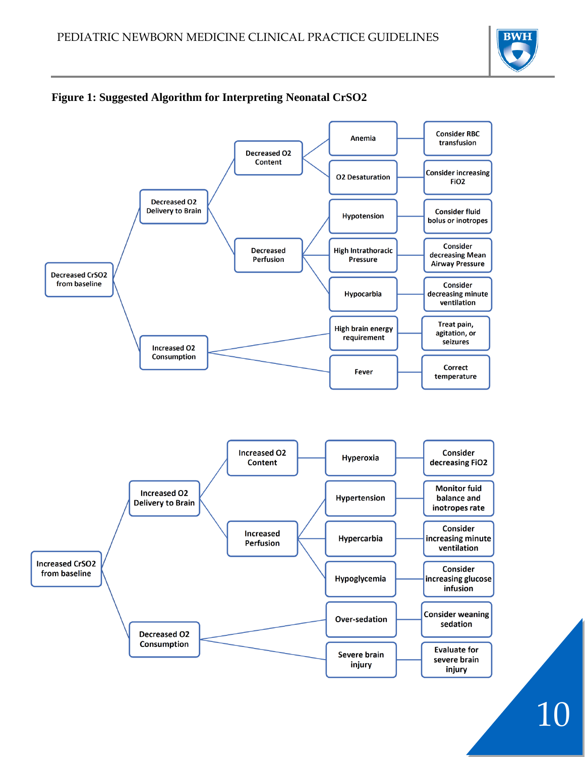**Figure 1: Suggested Algorithm for Interpreting Neonatal CrSO2**

- Decreased CrSO2 from baseline
  - Decreased O2 Delivery to Brain
    - Decreased O2 Content
      - Anemia → Consider RBC transfusion
      - O2 Desaturation → Consider increasing FiO2
    - Decreased Perfusion
      - Hypotension → Consider fluid bolus or inotropes
      - High Intrathoracic Pressure → Consider decreasing Mean Airway Pressure
      - Hypocarbia → Consider decreasing minute ventilation
  - Increased O2 Consumption
    - High brain energy requirement → Treat pain, agitation, or seizures
    - Fever → Correct temperature

- Increased CrSO2 from baseline
  - Increased O2 Delivery to Brain
    - Increased O2 Content
      - Hyperoxia → Consider decreasing FiO2
    - Increased Perfusion
      - Hypertension → Monitor fuid balance and inotropes rate
      - Hypercarbia → Consider increasing minute ventilation
      - Hypoglycemia → Consider increasing glucose infusion
  - Decreased O2 Consumption
    - Over-sedation → Consider weaning sedation
    - Severe brain injury → Evaluate for severe brain injury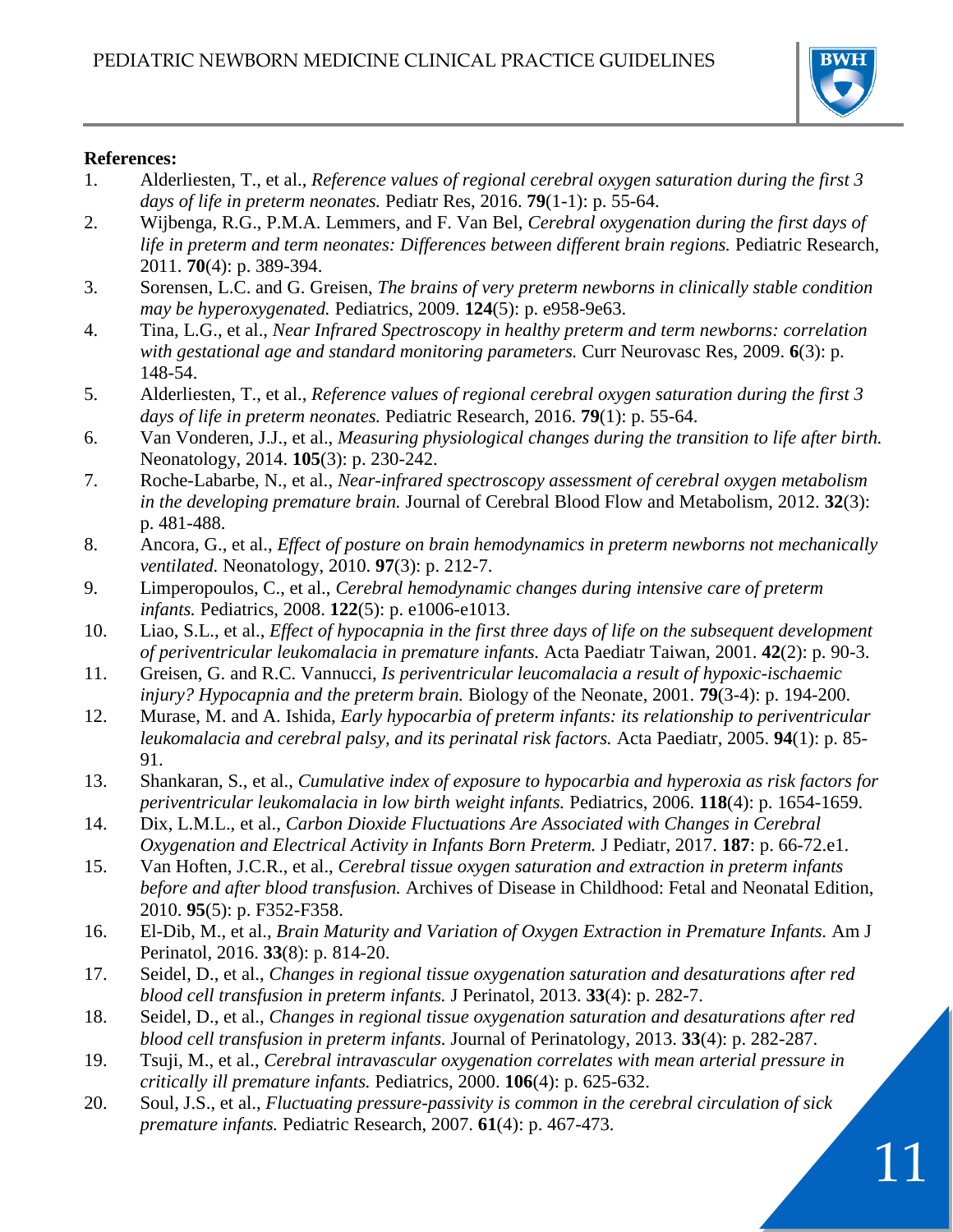**References:**

1. Alderliesten, T., et al., *Reference values of regional cerebral oxygen saturation during the first 3 days of life in preterm neonates.* Pediatr Res, 2016. **79**(1-1): p. 55-64.
2. Wijbenga, R.G., P.M.A. Lemmers, and F. Van Bel, *Cerebral oxygenation during the first days of life in preterm and term neonates: Differences between different brain regions.* Pediatric Research, 2011. **70**(4): p. 389-394.
3. Sorensen, L.C. and G. Greisen, *The brains of very preterm newborns in clinically stable condition may be hyperoxygenated.* Pediatrics, 2009. **124**(5): p. e958-9e63.
4. Tina, L.G., et al., *Near Infrared Spectroscopy in healthy preterm and term newborns: correlation with gestational age and standard monitoring parameters.* Curr Neurovasc Res, 2009. **6**(3): p. 148-54.
5. Alderliesten, T., et al., *Reference values of regional cerebral oxygen saturation during the first 3 days of life in preterm neonates.* Pediatric Research, 2016. **79**(1): p. 55-64.
6. Van Vonderen, J.J., et al., *Measuring physiological changes during the transition to life after birth.* Neonatology, 2014. **105**(3): p. 230-242.
7. Roche-Labarbe, N., et al., *Near-infrared spectroscopy assessment of cerebral oxygen metabolism in the developing premature brain.* Journal of Cerebral Blood Flow and Metabolism, 2012. **32**(3): p. 481-488.
8. Ancora, G., et al., *Effect of posture on brain hemodynamics in preterm newborns not mechanically ventilated.* Neonatology, 2010. **97**(3): p. 212-7.
9. Limperopoulos, C., et al., *Cerebral hemodynamic changes during intensive care of preterm infants.* Pediatrics, 2008. **122**(5): p. e1006-e1013.
10. Liao, S.L., et al., *Effect of hypocapnia in the first three days of life on the subsequent development of periventricular leukomalacia in premature infants.* Acta Paediatr Taiwan, 2001. **42**(2): p. 90-3.
11. Greisen, G. and R.C. Vannucci, *Is periventricular leucomalacia a result of hypoxic-ischaemic injury? Hypocapnia and the preterm brain.* Biology of the Neonate, 2001. **79**(3-4): p. 194-200.
12. Murase, M. and A. Ishida, *Early hypocarbia of preterm infants: its relationship to periventricular leukomalacia and cerebral palsy, and its perinatal risk factors.* Acta Paediatr, 2005. **94**(1): p. 85-91.
13. Shankaran, S., et al., *Cumulative index of exposure to hypocarbia and hyperoxia as risk factors for periventricular leukomalacia in low birth weight infants.* Pediatrics, 2006. **118**(4): p. 1654-1659.
14. Dix, L.M.L., et al., *Carbon Dioxide Fluctuations Are Associated with Changes in Cerebral Oxygenation and Electrical Activity in Infants Born Preterm.* J Pediatr, 2017. **187**: p. 66-72.e1.
15. Van Hoften, J.C.R., et al., *Cerebral tissue oxygen saturation and extraction in preterm infants before and after blood transfusion.* Archives of Disease in Childhood: Fetal and Neonatal Edition, 2010. **95**(5): p. F352-F358.
16. El-Dib, M., et al., *Brain Maturity and Variation of Oxygen Extraction in Premature Infants.* Am J Perinatol, 2016. **33**(8): p. 814-20.
17. Seidel, D., et al., *Changes in regional tissue oxygenation saturation and desaturations after red blood cell transfusion in preterm infants.* J Perinatol, 2013. **33**(4): p. 282-7.
18. Seidel, D., et al., *Changes in regional tissue oxygenation saturation and desaturations after red blood cell transfusion in preterm infants.* Journal of Perinatology, 2013. **33**(4): p. 282-287.
19. Tsuji, M., et al., *Cerebral intravascular oxygenation correlates with mean arterial pressure in critically ill premature infants.* Pediatrics, 2000. **106**(4): p. 625-632.
20. Soul, J.S., et al., *Fluctuating pressure-passivity is common in the cerebral circulation of sick premature infants.* Pediatric Research, 2007. **61**(4): p. 467-473.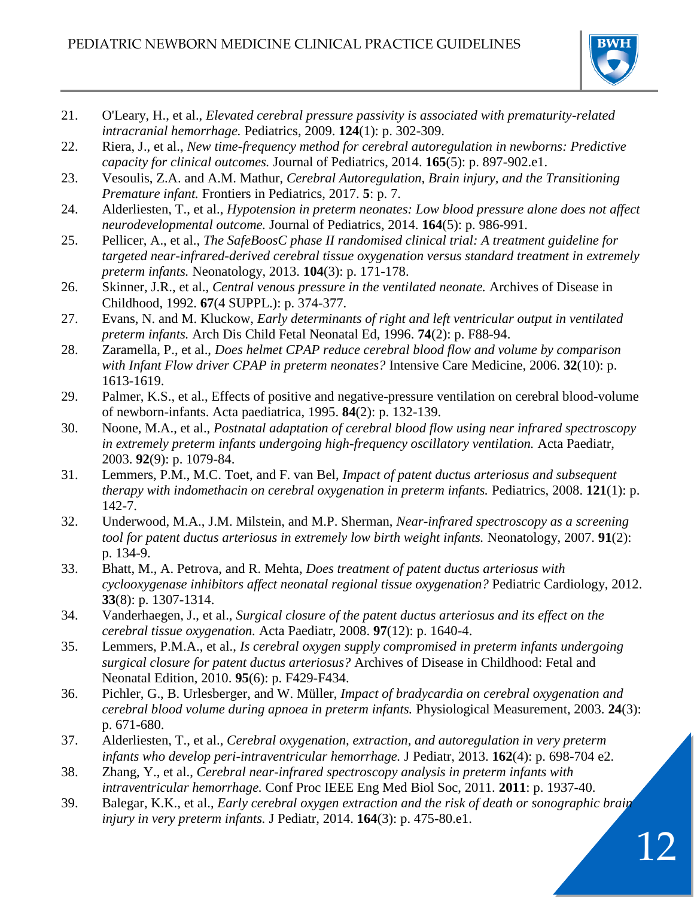21. O'Leary, H., et al., *Elevated cerebral pressure passivity is associated with prematurity-related intracranial hemorrhage.* Pediatrics, 2009. **124**(1): p. 302-309.
22. Riera, J., et al., *New time-frequency method for cerebral autoregulation in newborns: Predictive capacity for clinical outcomes.* Journal of Pediatrics, 2014. **165**(5): p. 897-902.e1.
23. Vesoulis, Z.A. and A.M. Mathur, *Cerebral Autoregulation, Brain injury, and the Transitioning Premature infant.* Frontiers in Pediatrics, 2017. **5**: p. 7.
24. Alderliesten, T., et al., *Hypotension in preterm neonates: Low blood pressure alone does not affect neurodevelopmental outcome.* Journal of Pediatrics, 2014. **164**(5): p. 986-991.
25. Pellicer, A., et al., *The SafeBoosC phase II randomised clinical trial: A treatment guideline for targeted near-infrared-derived cerebral tissue oxygenation versus standard treatment in extremely preterm infants.* Neonatology, 2013. **104**(3): p. 171-178.
26. Skinner, J.R., et al., *Central venous pressure in the ventilated neonate.* Archives of Disease in Childhood, 1992. **67**(4 SUPPL.): p. 374-377.
27. Evans, N. and M. Kluckow, *Early determinants of right and left ventricular output in ventilated preterm infants.* Arch Dis Child Fetal Neonatal Ed, 1996. **74**(2): p. F88-94.
28. Zaramella, P., et al., *Does helmet CPAP reduce cerebral blood flow and volume by comparison with Infant Flow driver CPAP in preterm neonates?* Intensive Care Medicine, 2006. **32**(10): p. 1613-1619.
29. Palmer, K.S., et al., Effects of positive and negative-pressure ventilation on cerebral blood-volume of newborn-infants. Acta paediatrica, 1995. **84**(2): p. 132-139.
30. Noone, M.A., et al., *Postnatal adaptation of cerebral blood flow using near infrared spectroscopy in extremely preterm infants undergoing high-frequency oscillatory ventilation.* Acta Paediatr, 2003. **92**(9): p. 1079-84.
31. Lemmers, P.M., M.C. Toet, and F. van Bel, *Impact of patent ductus arteriosus and subsequent therapy with indomethacin on cerebral oxygenation in preterm infants.* Pediatrics, 2008. **121**(1): p. 142-7.
32. Underwood, M.A., J.M. Milstein, and M.P. Sherman, *Near-infrared spectroscopy as a screening tool for patent ductus arteriosus in extremely low birth weight infants.* Neonatology, 2007. **91**(2): p. 134-9.
33. Bhatt, M., A. Petrova, and R. Mehta, *Does treatment of patent ductus arteriosus with cyclooxygenase inhibitors affect neonatal regional tissue oxygenation?* Pediatric Cardiology, 2012. **33**(8): p. 1307-1314.
34. Vanderhaegen, J., et al., *Surgical closure of the patent ductus arteriosus and its effect on the cerebral tissue oxygenation.* Acta Paediatr, 2008. **97**(12): p. 1640-4.
35. Lemmers, P.M.A., et al., *Is cerebral oxygen supply compromised in preterm infants undergoing surgical closure for patent ductus arteriosus?* Archives of Disease in Childhood: Fetal and Neonatal Edition, 2010. **95**(6): p. F429-F434.
36. Pichler, G., B. Urlesberger, and W. Müller, *Impact of bradycardia on cerebral oxygenation and cerebral blood volume during apnoea in preterm infants.* Physiological Measurement, 2003. **24**(3): p. 671-680.
37. Alderliesten, T., et al., *Cerebral oxygenation, extraction, and autoregulation in very preterm infants who develop peri-intraventricular hemorrhage.* J Pediatr, 2013. **162**(4): p. 698-704 e2.
38. Zhang, Y., et al., *Cerebral near-infrared spectroscopy analysis in preterm infants with intraventricular hemorrhage.* Conf Proc IEEE Eng Med Biol Soc, 2011. **2011**: p. 1937-40.
39. Balegar, K.K., et al., *Early cerebral oxygen extraction and the risk of death or sonographic brain injury in very preterm infants.* J Pediatr, 2014. **164**(3): p. 475-80.e1.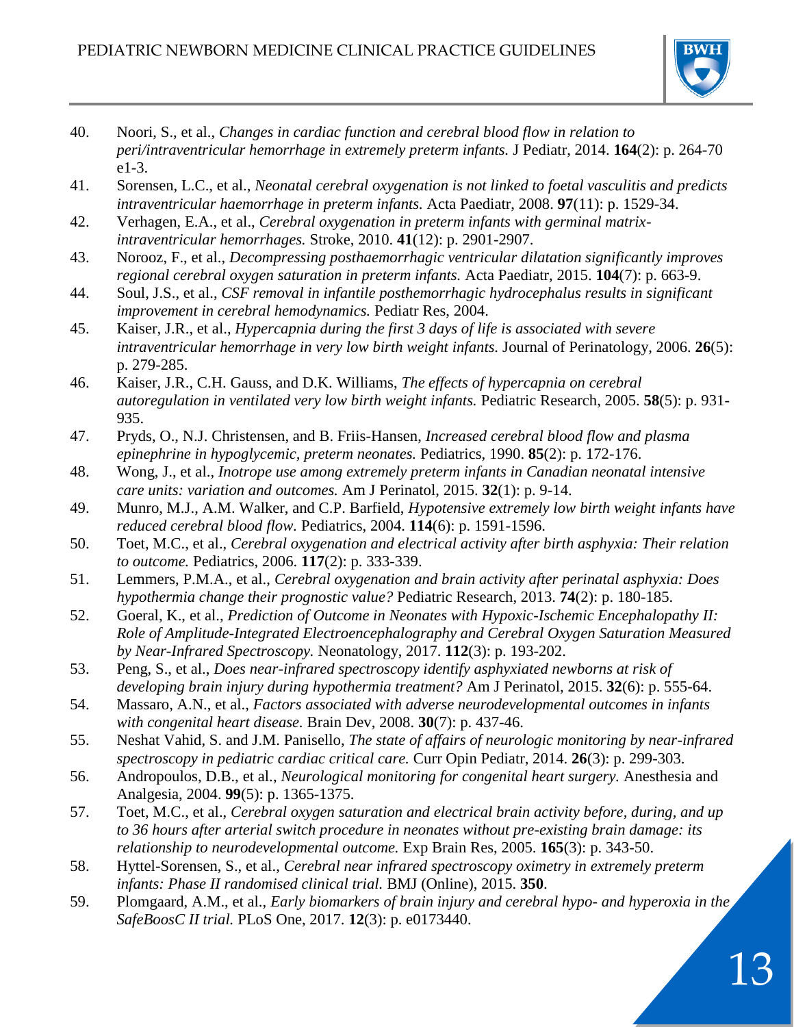40. Noori, S., et al., *Changes in cardiac function and cerebral blood flow in relation to peri/intraventricular hemorrhage in extremely preterm infants.* J Pediatr, 2014. **164**(2): p. 264-70 e1-3.
41. Sorensen, L.C., et al., *Neonatal cerebral oxygenation is not linked to foetal vasculitis and predicts intraventricular haemorrhage in preterm infants.* Acta Paediatr, 2008. **97**(11): p. 1529-34.
42. Verhagen, E.A., et al., *Cerebral oxygenation in preterm infants with germinal matrix-intraventricular hemorrhages.* Stroke, 2010. **41**(12): p. 2901-2907.
43. Norooz, F., et al., *Decompressing posthaemorrhagic ventricular dilatation significantly improves regional cerebral oxygen saturation in preterm infants.* Acta Paediatr, 2015. **104**(7): p. 663-9.
44. Soul, J.S., et al., *CSF removal in infantile posthemorrhagic hydrocephalus results in significant improvement in cerebral hemodynamics.* Pediatr Res, 2004.
45. Kaiser, J.R., et al., *Hypercapnia during the first 3 days of life is associated with severe intraventricular hemorrhage in very low birth weight infants.* Journal of Perinatology, 2006. **26**(5): p. 279-285.
46. Kaiser, J.R., C.H. Gauss, and D.K. Williams, *The effects of hypercapnia on cerebral autoregulation in ventilated very low birth weight infants.* Pediatric Research, 2005. **58**(5): p. 931-935.
47. Pryds, O., N.J. Christensen, and B. Friis-Hansen, *Increased cerebral blood flow and plasma epinephrine in hypoglycemic, preterm neonates.* Pediatrics, 1990. **85**(2): p. 172-176.
48. Wong, J., et al., *Inotrope use among extremely preterm infants in Canadian neonatal intensive care units: variation and outcomes.* Am J Perinatol, 2015. **32**(1): p. 9-14.
49. Munro, M.J., A.M. Walker, and C.P. Barfield, *Hypotensive extremely low birth weight infants have reduced cerebral blood flow.* Pediatrics, 2004. **114**(6): p. 1591-1596.
50. Toet, M.C., et al., *Cerebral oxygenation and electrical activity after birth asphyxia: Their relation to outcome.* Pediatrics, 2006. **117**(2): p. 333-339.
51. Lemmers, P.M.A., et al., *Cerebral oxygenation and brain activity after perinatal asphyxia: Does hypothermia change their prognostic value?* Pediatric Research, 2013. **74**(2): p. 180-185.
52. Goeral, K., et al., *Prediction of Outcome in Neonates with Hypoxic-Ischemic Encephalopathy II: Role of Amplitude-Integrated Electroencephalography and Cerebral Oxygen Saturation Measured by Near-Infrared Spectroscopy.* Neonatology, 2017. **112**(3): p. 193-202.
53. Peng, S., et al., *Does near-infrared spectroscopy identify asphyxiated newborns at risk of developing brain injury during hypothermia treatment?* Am J Perinatol, 2015. **32**(6): p. 555-64.
54. Massaro, A.N., et al., *Factors associated with adverse neurodevelopmental outcomes in infants with congenital heart disease.* Brain Dev, 2008. **30**(7): p. 437-46.
55. Neshat Vahid, S. and J.M. Panisello, *The state of affairs of neurologic monitoring by near-infrared spectroscopy in pediatric cardiac critical care.* Curr Opin Pediatr, 2014. **26**(3): p. 299-303.
56. Andropoulos, D.B., et al., *Neurological monitoring for congenital heart surgery.* Anesthesia and Analgesia, 2004. **99**(5): p. 1365-1375.
57. Toet, M.C., et al., *Cerebral oxygen saturation and electrical brain activity before, during, and up to 36 hours after arterial switch procedure in neonates without pre-existing brain damage: its relationship to neurodevelopmental outcome.* Exp Brain Res, 2005. **165**(3): p. 343-50.
58. Hyttel-Sorensen, S., et al., *Cerebral near infrared spectroscopy oximetry in extremely preterm infants: Phase II randomised clinical trial.* BMJ (Online), 2015. **350**.
59. Plomgaard, A.M., et al., *Early biomarkers of brain injury and cerebral hypo- and hyperoxia in the SafeBoosC II trial.* PLoS One, 2017. **12**(3): p. e0173440.